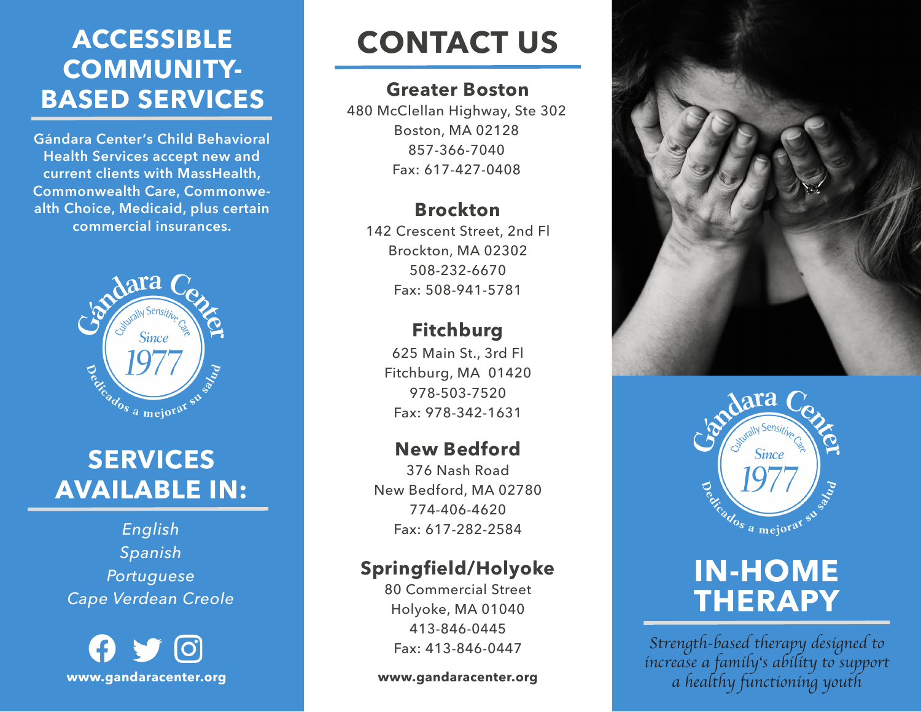# ACCESSIBLE COMMUNITY-BASED SERVICES

Gándara Center's Child Behavioral Health Services accept new and current clients with MassHealth, Commonwealth Care, Commonwealth Choice, Medicaid, plus certain commercial insurances.

Gándara Center
Culturally Sensitive Care
Since 1977
Dedicados a mejorar su salud

# SERVICES AVAILABLE IN:

*English*
*Spanish*
*Portuguese*
*Cape Verdean Creole*

**www.gandaracenter.org**

# CONTACT US

### Greater Boston
480 McClellan Highway, Ste 302
Boston, MA 02128
857-366-7040
Fax: 617-427-0408

### Brockton
142 Crescent Street, 2nd Fl
Brockton, MA 02302
508-232-6670
Fax: 508-941-5781

### Fitchburg
625 Main St., 3rd Fl
Fitchburg, MA 01420
978-503-7520
Fax: 978-342-1631

### New Bedford
376 Nash Road
New Bedford, MA 02780
774-406-4620
Fax: 617-282-2584

### Springfield/Holyoke
80 Commercial Street
Holyoke, MA 01040
413-846-0445
Fax: 413-846-0447

**www.gandaracenter.org**

Gándara Center
Culturally Sensitive Care
Since 1977
Dedicados a mejorar su salud

# IN-HOME THERAPY

*Strength-based therapy designed to increase a family's ability to support a healthy functioning youth*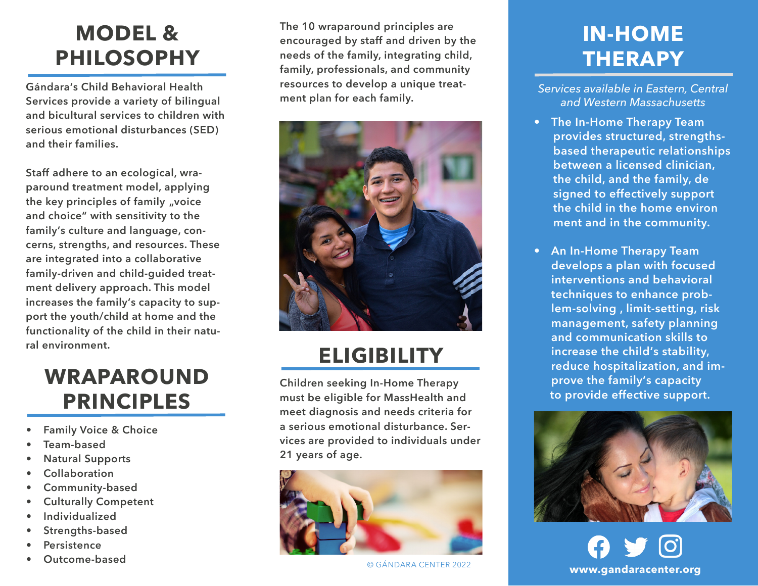# MODEL & PHILOSOPHY

Gándara's Child Behavioral Health Services provide a variety of bilingual and bicultural services to children with serious emotional disturbances (SED) and their families.

Staff adhere to an ecological, wraparound treatment model, applying the key principles of family „voice and choice" with sensitivity to the family's culture and language, concerns, strengths, and resources. These are integrated into a collaborative family-driven and child-guided treatment delivery approach. This model increases the family's capacity to support the youth/child at home and the functionality of the child in their natural environment.

# WRAPAROUND PRINCIPLES

- Family Voice & Choice
- Team-based
- Natural Supports
- Collaboration
- Community-based
- Culturally Competent
- Individualized
- Strengths-based
- Persistence
- Outcome-based

The 10 wraparound principles are encouraged by staff and driven by the needs of the family, integrating child, family, professionals, and community resources to develop a unique treatment plan for each family.

# ELIGIBILITY

Children seeking In-Home Therapy must be eligible for MassHealth and meet diagnosis and needs criteria for a serious emotional disturbance. Services are provided to individuals under 21 years of age.

© GÁNDARA CENTER 2022

# IN-HOME THERAPY

*Services available in Eastern, Central and Western Massachusetts*

- The In-Home Therapy Team provides structured, strengths-based therapeutic relationships between a licensed clinician, the child, and the family, designed to effectively support the child in the home environment and in the community.
- An In-Home Therapy Team develops a plan with focused interventions and behavioral techniques to enhance problem-solving , limit-setting, risk management, safety planning and communication skills to increase the child's stability, reduce hospitalization, and improve the family's capacity to provide effective support.

www.gandaracenter.org